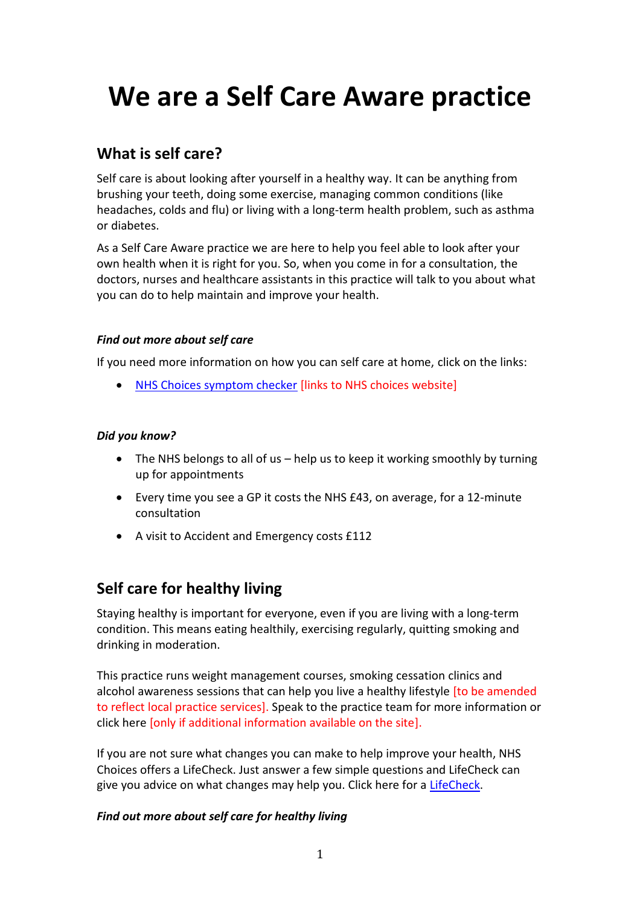# We are a Self Care Aware practice

## What is self care?

Self care is about looking after yourself in a healthy way. It can be anything from brushing your teeth, doing some exercise, managing common conditions (like headaches, colds and flu) or living with a long-term health problem, such as asthma or diabetes.

As a Self Care Aware practice we are here to help you feel able to look after your own health when it is right for you. So, when you come in for a consultation, the doctors, nurses and healthcare assistants in this practice will talk to you about what you can do to help maintain and improve your health.

***Find out more about self care***

If you need more information on how you can self care at home, click on the links:

- NHS Choices symptom checker [links to NHS choices website]

***Did you know?***

- The NHS belongs to all of us – help us to keep it working smoothly by turning up for appointments
- Every time you see a GP it costs the NHS £43, on average, for a 12-minute consultation
- A visit to Accident and Emergency costs £112

## Self care for healthy living

Staying healthy is important for everyone, even if you are living with a long-term condition. This means eating healthily, exercising regularly, quitting smoking and drinking in moderation.

This practice runs weight management courses, smoking cessation clinics and alcohol awareness sessions that can help you live a healthy lifestyle [to be amended to reflect local practice services]. Speak to the practice team for more information or click here [only if additional information available on the site].

If you are not sure what changes you can make to help improve your health, NHS Choices offers a LifeCheck. Just answer a few simple questions and LifeCheck can give you advice on what changes may help you. Click here for a LifeCheck.

***Find out more about self care for healthy living***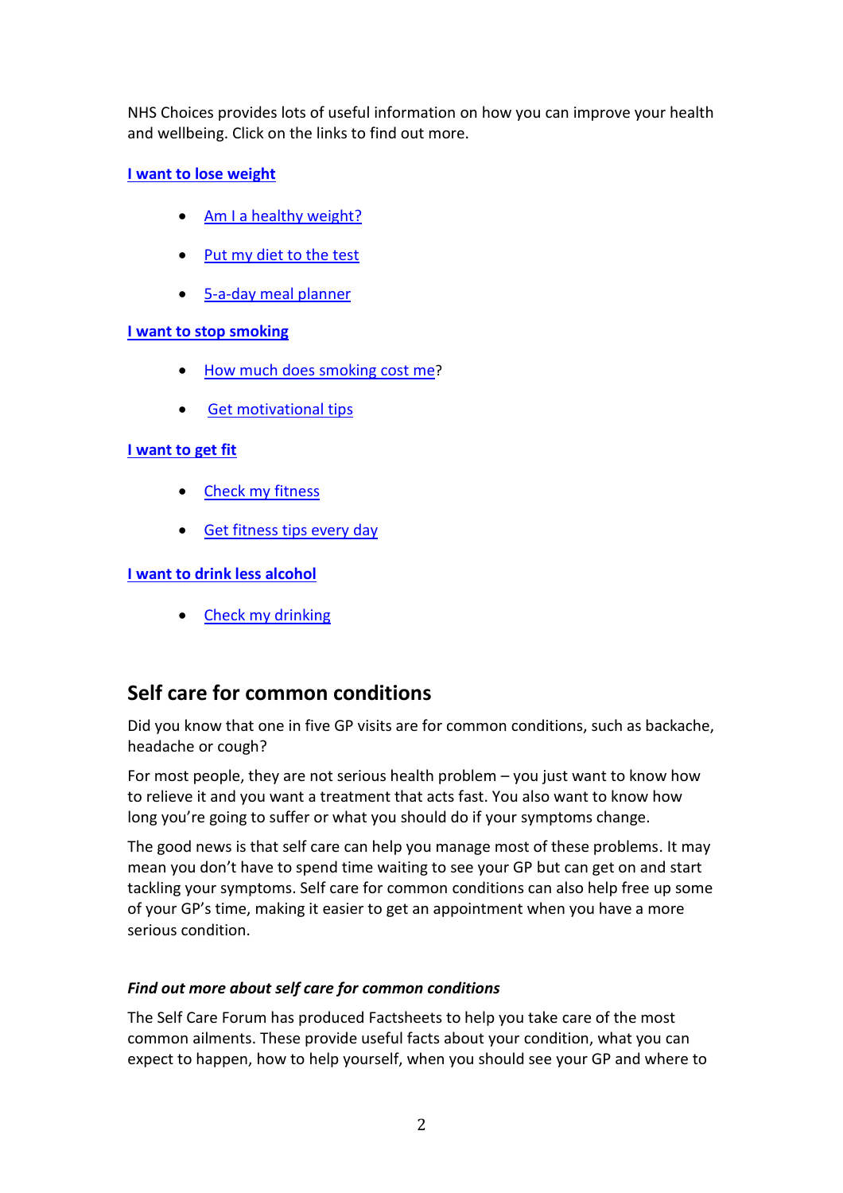NHS Choices provides lots of useful information on how you can improve your health and wellbeing. Click on the links to find out more.

**I want to lose weight**

- Am I a healthy weight?
- Put my diet to the test
- 5-a-day meal planner

**I want to stop smoking**

- How much does smoking cost me?
- Get motivational tips

**I want to get fit**

- Check my fitness
- Get fitness tips every day

**I want to drink less alcohol**

- Check my drinking

## Self care for common conditions

Did you know that one in five GP visits are for common conditions, such as backache, headache or cough?

For most people, they are not serious health problem – you just want to know how to relieve it and you want a treatment that acts fast. You also want to know how long you're going to suffer or what you should do if your symptoms change.

The good news is that self care can help you manage most of these problems. It may mean you don't have to spend time waiting to see your GP but can get on and start tackling your symptoms. Self care for common conditions can also help free up some of your GP's time, making it easier to get an appointment when you have a more serious condition.

***Find out more about self care for common conditions***

The Self Care Forum has produced Factsheets to help you take care of the most common ailments. These provide useful facts about your condition, what you can expect to happen, how to help yourself, when you should see your GP and where to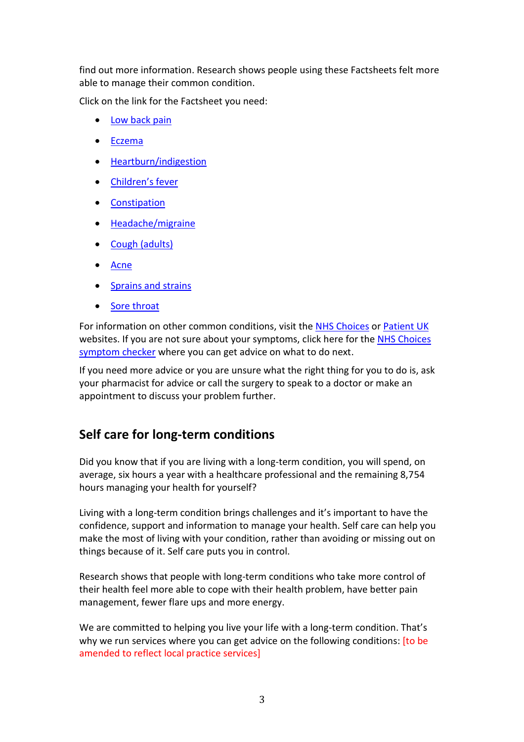find out more information. Research shows people using these Factsheets felt more able to manage their common condition.

Click on the link for the Factsheet you need:

- Low back pain
- Eczema
- Heartburn/indigestion
- Children's fever
- Constipation
- Headache/migraine
- Cough (adults)
- Acne
- Sprains and strains
- Sore throat

For information on other common conditions, visit the NHS Choices or Patient UK websites. If you are not sure about your symptoms, click here for the NHS Choices symptom checker where you can get advice on what to do next.

If you need more advice or you are unsure what the right thing for you to do is, ask your pharmacist for advice or call the surgery to speak to a doctor or make an appointment to discuss your problem further.

## Self care for long-term conditions

Did you know that if you are living with a long-term condition, you will spend, on average, six hours a year with a healthcare professional and the remaining 8,754 hours managing your health for yourself?

Living with a long-term condition brings challenges and it's important to have the confidence, support and information to manage your health. Self care can help you make the most of living with your condition, rather than avoiding or missing out on things because of it. Self care puts you in control.

Research shows that people with long-term conditions who take more control of their health feel more able to cope with their health problem, have better pain management, fewer flare ups and more energy.

We are committed to helping you live your life with a long-term condition. That's why we run services where you can get advice on the following conditions: [to be amended to reflect local practice services]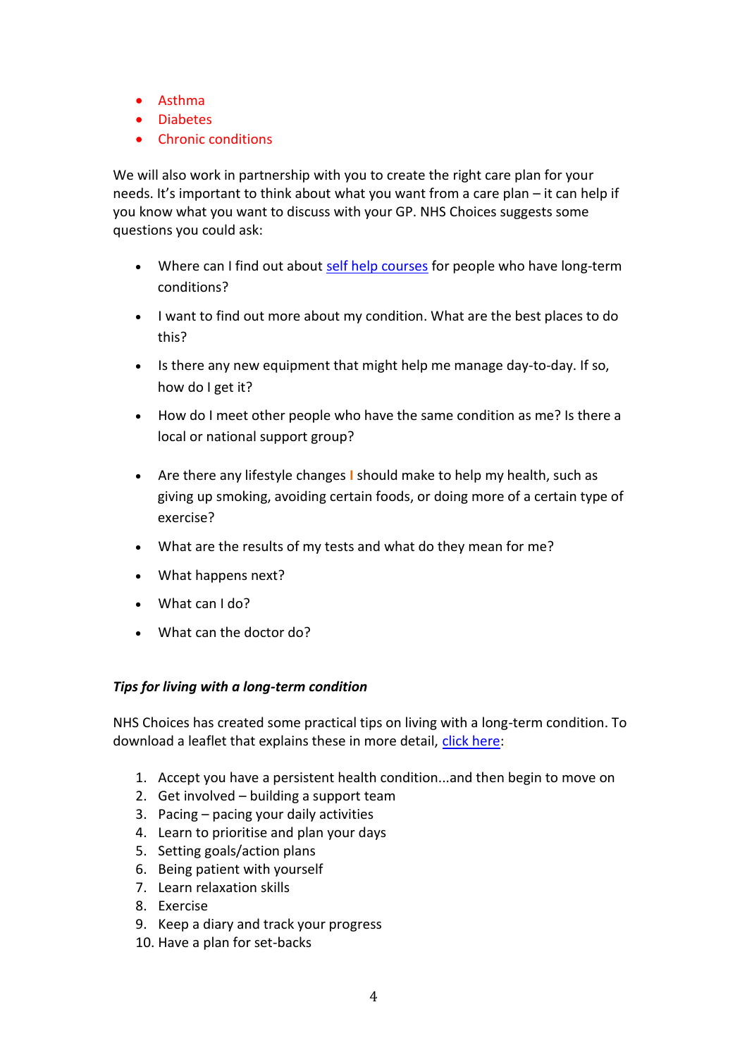- Asthma
- Diabetes
- Chronic conditions

We will also work in partnership with you to create the right care plan for your needs. It's important to think about what you want from a care plan – it can help if you know what you want to discuss with your GP. NHS Choices suggests some questions you could ask:

- Where can I find out about self help courses for people who have long-term conditions?
- I want to find out more about my condition. What are the best places to do this?
- Is there any new equipment that might help me manage day-to-day. If so, how do I get it?
- How do I meet other people who have the same condition as me? Is there a local or national support group?
- Are there any lifestyle changes I should make to help my health, such as giving up smoking, avoiding certain foods, or doing more of a certain type of exercise?
- What are the results of my tests and what do they mean for me?
- What happens next?
- What can I do?
- What can the doctor do?

***Tips for living with a long-term condition***

NHS Choices has created some practical tips on living with a long-term condition. To download a leaflet that explains these in more detail, click here:

1. Accept you have a persistent health condition...and then begin to move on
2. Get involved – building a support team
3. Pacing – pacing your daily activities
4. Learn to prioritise and plan your days
5. Setting goals/action plans
6. Being patient with yourself
7. Learn relaxation skills
8. Exercise
9. Keep a diary and track your progress
10. Have a plan for set-backs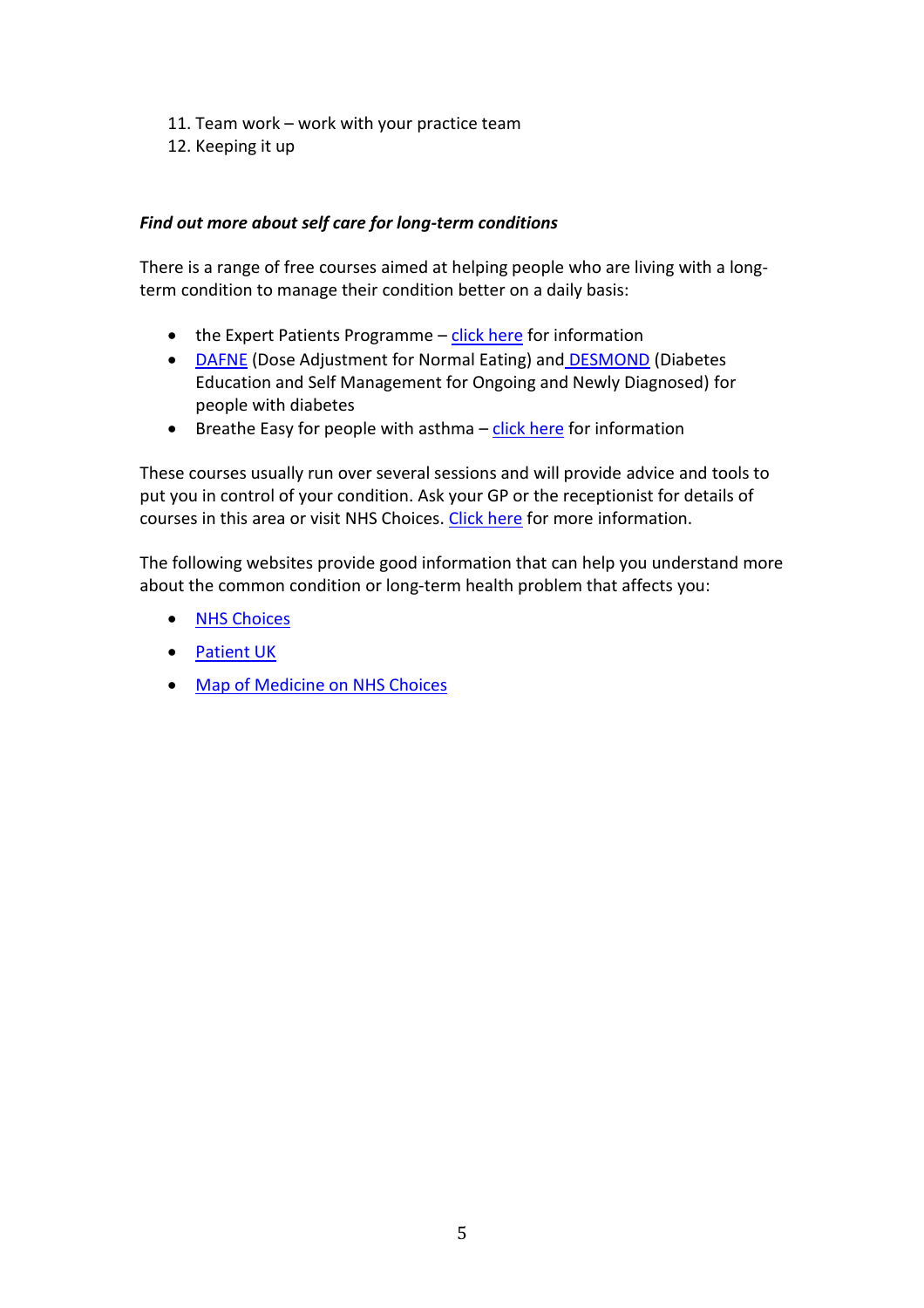11. Team work – work with your practice team
12. Keeping it up

***Find out more about self care for long-term conditions***

There is a range of free courses aimed at helping people who are living with a long-term condition to manage their condition better on a daily basis:

- the Expert Patients Programme – click here for information
- DAFNE (Dose Adjustment for Normal Eating) and DESMOND (Diabetes Education and Self Management for Ongoing and Newly Diagnosed) for people with diabetes
- Breathe Easy for people with asthma – click here for information

These courses usually run over several sessions and will provide advice and tools to put you in control of your condition. Ask your GP or the receptionist for details of courses in this area or visit NHS Choices. Click here for more information.

The following websites provide good information that can help you understand more about the common condition or long-term health problem that affects you:

- NHS Choices
- Patient UK
- Map of Medicine on NHS Choices